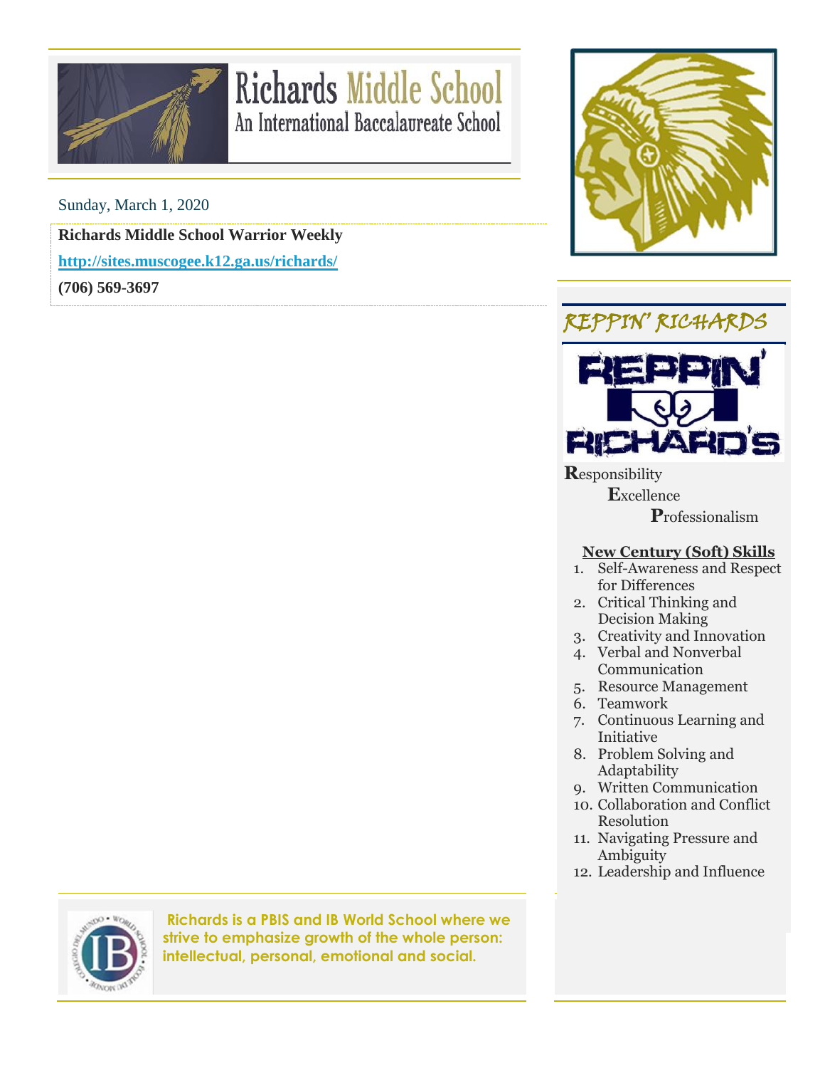# Richards Middle School

An International Baccalaureate School

Sunday, March 1, 2020

**Richards Middle School Warrior Weekly**

**http://sites.muscogee.k12.ga.us/richards/**

**(706) 569-3697**

## REPPIN' RICHARDS

**R**esponsibility

**E**xcellence

**P**rofessionalism

**New Century (Soft) Skills**

1. Self-Awareness and Respect for Differences
2. Critical Thinking and Decision Making
3. Creativity and Innovation
4. Verbal and Nonverbal Communication
5. Resource Management
6. Teamwork
7. Continuous Learning and Initiative
8. Problem Solving and Adaptability
9. Written Communication
10. Collaboration and Conflict Resolution
11. Navigating Pressure and Ambiguity
12. Leadership and Influence

**Richards is a PBIS and IB World School where we strive to emphasize growth of the whole person: intellectual, personal, emotional and social.**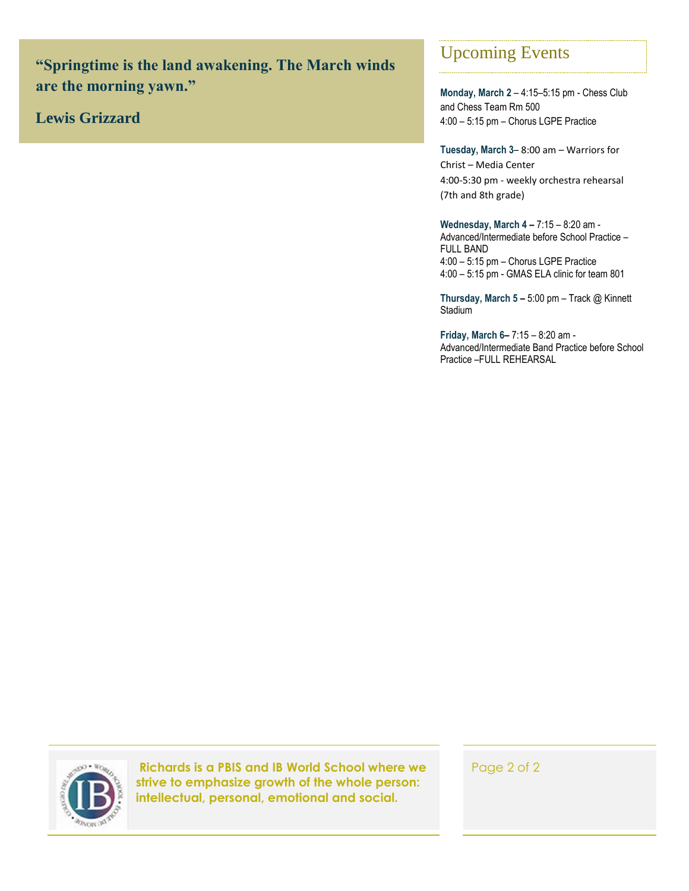**“Springtime is the land awakening. The March winds are the morning yawn.”**

**Lewis Grizzard**

## Upcoming Events

**Monday, March 2** – 4:15–5:15 pm - Chess Club and Chess Team Rm 500
4:00 – 5:15 pm – Chorus LGPE Practice

**Tuesday, March 3**– 8:00 am – Warriors for Christ – Media Center
4:00-5:30 pm - weekly orchestra rehearsal (7th and 8th grade)

**Wednesday, March 4 –** 7:15 – 8:20 am - Advanced/Intermediate before School Practice – FULL BAND
4:00 – 5:15 pm – Chorus LGPE Practice
4:00 – 5:15 pm - GMAS ELA clinic for team 801

**Thursday, March 5 –** 5:00 pm – Track @ Kinnett Stadium

**Friday, March 6–** 7:15 – 8:20 am - Advanced/Intermediate Band Practice before School Practice –FULL REHEARSAL

**Richards is a PBIS and IB World School where we strive to emphasize growth of the whole person: intellectual, personal, emotional and social.**